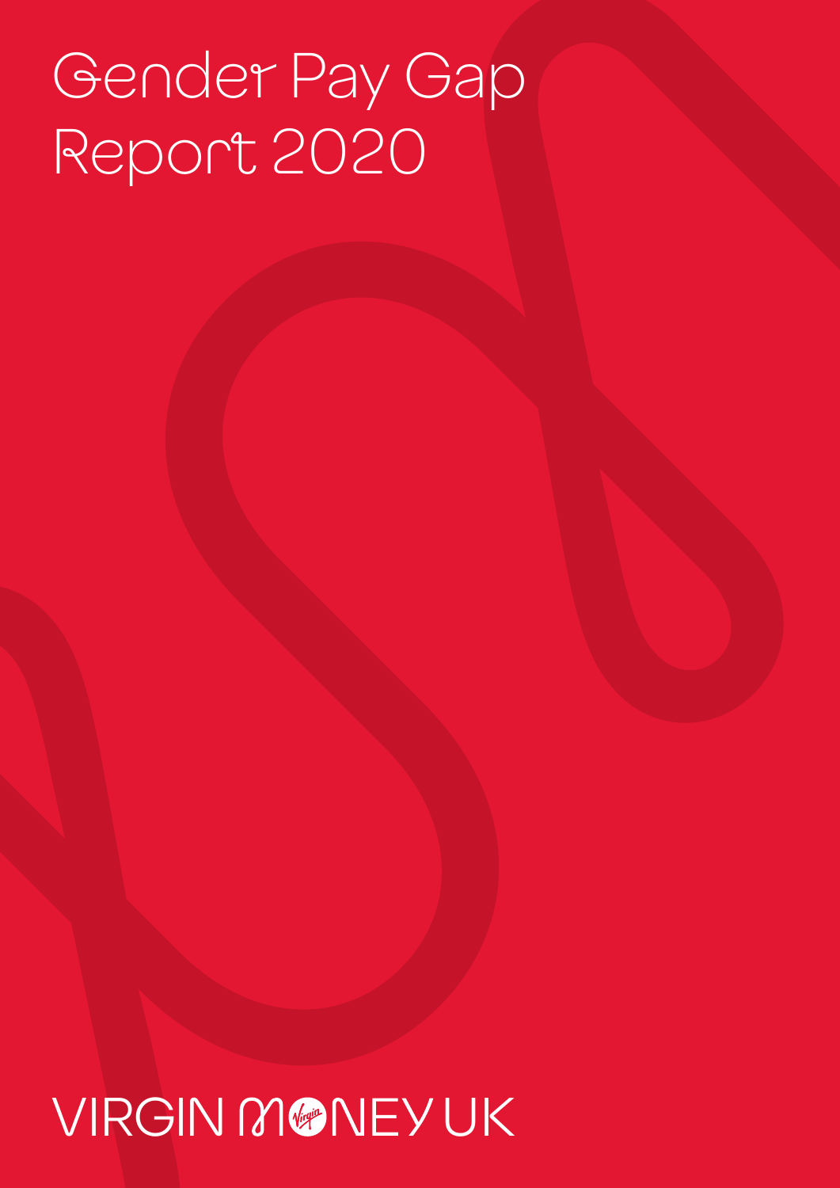# Gender Pay Gap Report 2020

VIRGIN MONEY UK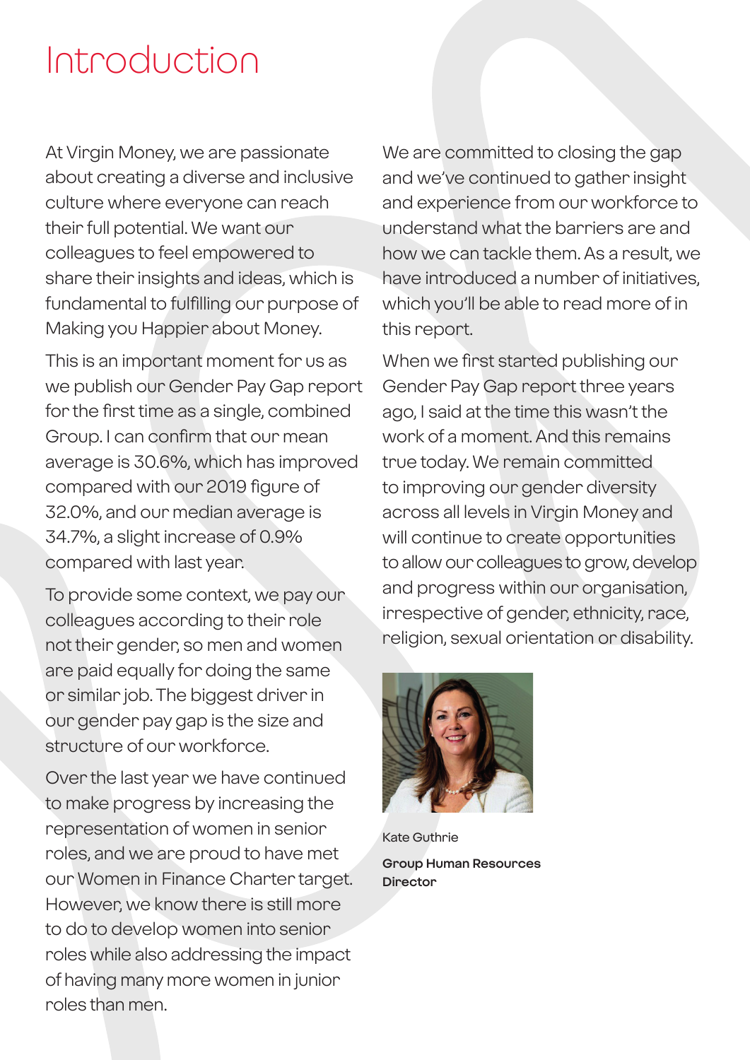# Introduction

At Virgin Money, we are passionate about creating a diverse and inclusive culture where everyone can reach their full potential. We want our colleagues to feel empowered to share their insights and ideas, which is fundamental to fulfilling our purpose of Making you Happier about Money.

This is an important moment for us as we publish our Gender Pay Gap report for the first time as a single, combined Group. I can confirm that our mean average is 30.6%, which has improved compared with our 2019 figure of 32.0%, and our median average is 34.7%, a slight increase of 0.9% compared with last year.

To provide some context, we pay our colleagues according to their role not their gender, so men and women are paid equally for doing the same or similar job. The biggest driver in our gender pay gap is the size and structure of our workforce.

Over the last year we have continued to make progress by increasing the representation of women in senior roles, and we are proud to have met our Women in Finance Charter target. However, we know there is still more to do to develop women into senior roles while also addressing the impact of having many more women in junior roles than men.

We are committed to closing the gap and we've continued to gather insight and experience from our workforce to understand what the barriers are and how we can tackle them. As a result, we have introduced a number of initiatives, which you'll be able to read more of in this report.

When we first started publishing our Gender Pay Gap report three years ago, I said at the time this wasn't the work of a moment. And this remains true today. We remain committed to improving our gender diversity across all levels in Virgin Money and will continue to create opportunities to allow our colleagues to grow, develop and progress within our organisation, irrespective of gender, ethnicity, race, religion, sexual orientation or disability.

Kate Guthrie

**Group Human Resources Director**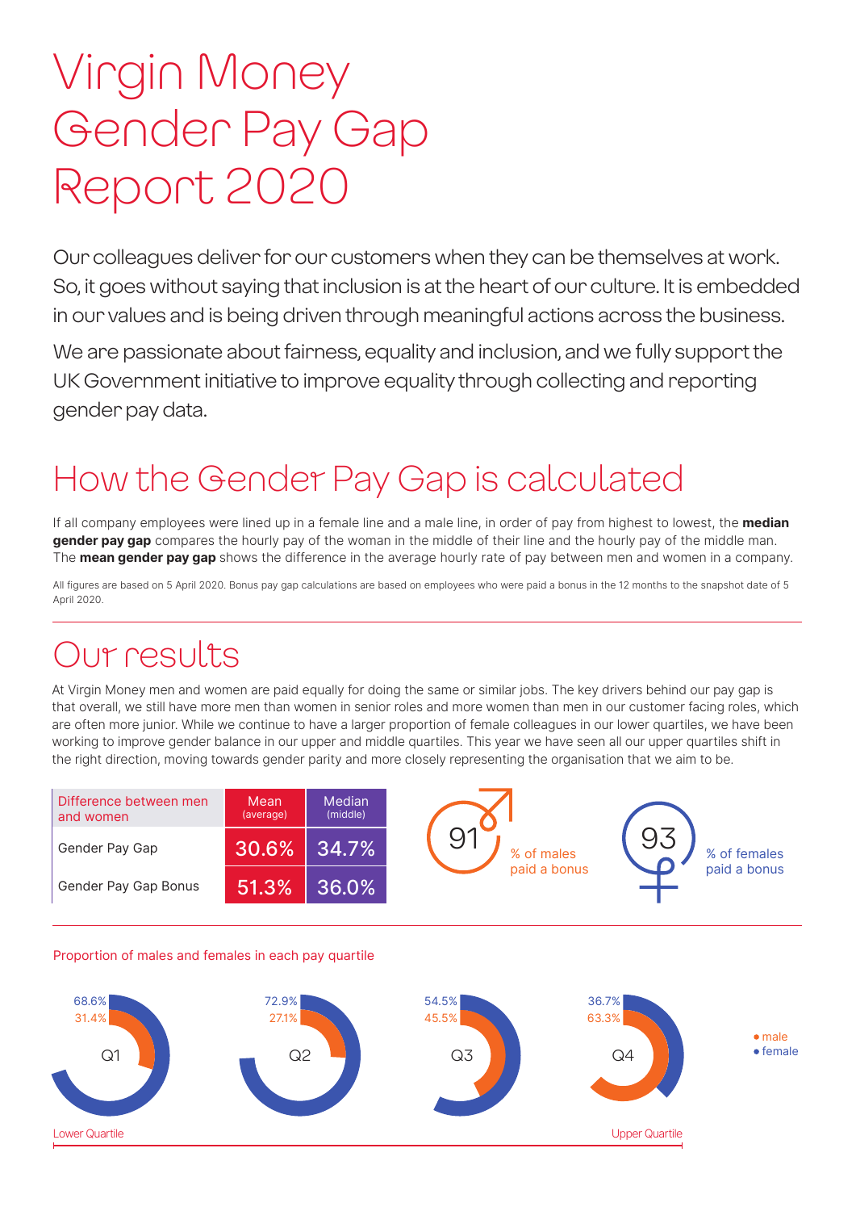# Virgin Money Gender Pay Gap Report 2020

Our colleagues deliver for our customers when they can be themselves at work. So, it goes without saying that inclusion is at the heart of our culture. It is embedded in our values and is being driven through meaningful actions across the business.

We are passionate about fairness, equality and inclusion, and we fully support the UK Government initiative to improve equality through collecting and reporting gender pay data.

## How the Gender Pay Gap is calculated

If all company employees were lined up in a female line and a male line, in order of pay from highest to lowest, the **median gender pay gap** compares the hourly pay of the woman in the middle of their line and the hourly pay of the middle man. The **mean gender pay gap** shows the difference in the average hourly rate of pay between men and women in a company.

All figures are based on 5 April 2020. Bonus pay gap calculations are based on employees who were paid a bonus in the 12 months to the snapshot date of 5 April 2020.

## Our results

At Virgin Money men and women are paid equally for doing the same or similar jobs. The key drivers behind our pay gap is that overall, we still have more men than women in senior roles and more women than men in our customer facing roles, which are often more junior. While we continue to have a larger proportion of female colleagues in our lower quartiles, we have been working to improve gender balance in our upper and middle quartiles. This year we have seen all our upper quartiles shift in the right direction, moving towards gender parity and more closely representing the organisation that we aim to be.

| Difference between men and women | Mean (average) | Median (middle) |
|---|---|---|
| Gender Pay Gap | 30.6% | 34.7% |
| Gender Pay Gap Bonus | 51.3% | 36.0% |

91 % of males paid a bonus

93 % of females paid a bonus

Proportion of males and females in each pay quartile

| Quartile | male | female |
|---|---|---|
| Q1 (Lower Quartile) | 31.4% | 68.6% |
| Q2 | 27.1% | 72.9% |
| Q3 | 45.5% | 54.5% |
| Q4 (Upper Quartile) | 63.3% | 36.7% |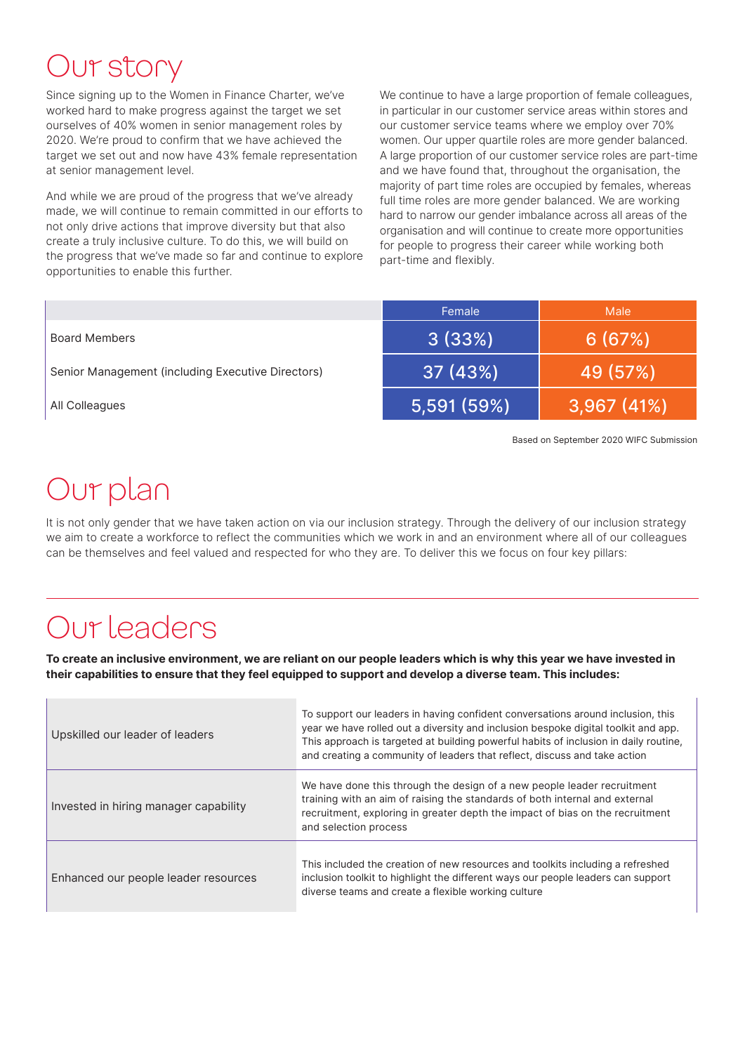# Our story

Since signing up to the Women in Finance Charter, we've worked hard to make progress against the target we set ourselves of 40% women in senior management roles by 2020. We're proud to confirm that we have achieved the target we set out and now have 43% female representation at senior management level.

And while we are proud of the progress that we've already made, we will continue to remain committed in our efforts to not only drive actions that improve diversity but that also create a truly inclusive culture. To do this, we will build on the progress that we've made so far and continue to explore opportunities to enable this further.

We continue to have a large proportion of female colleagues, in particular in our customer service areas within stores and our customer service teams where we employ over 70% women. Our upper quartile roles are more gender balanced. A large proportion of our customer service roles are part-time and we have found that, throughout the organisation, the majority of part time roles are occupied by females, whereas full time roles are more gender balanced. We are working hard to narrow our gender imbalance across all areas of the organisation and will continue to create more opportunities for people to progress their career while working both part-time and flexibly.

| | Female | Male |
|---|---|---|
| Board Members | 3 (33%) | 6 (67%) |
| Senior Management (including Executive Directors) | 37 (43%) | 49 (57%) |
| All Colleagues | 5,591 (59%) | 3,967 (41%) |

Based on September 2020 WIFC Submission

# Our plan

It is not only gender that we have taken action on via our inclusion strategy. Through the delivery of our inclusion strategy we aim to create a workforce to reflect the communities which we work in and an environment where all of our colleagues can be themselves and feel valued and respected for who they are. To deliver this we focus on four key pillars:

# Our leaders

**To create an inclusive environment, we are reliant on our people leaders which is why this year we have invested in their capabilities to ensure that they feel equipped to support and develop a diverse team. This includes:**

| | |
|---|---|
| Upskilled our leader of leaders | To support our leaders in having confident conversations around inclusion, this year we have rolled out a diversity and inclusion bespoke digital toolkit and app. This approach is targeted at building powerful habits of inclusion in daily routine, and creating a community of leaders that reflect, discuss and take action |
| Invested in hiring manager capability | We have done this through the design of a new people leader recruitment training with an aim of raising the standards of both internal and external recruitment, exploring in greater depth the impact of bias on the recruitment and selection process |
| Enhanced our people leader resources | This included the creation of new resources and toolkits including a refreshed inclusion toolkit to highlight the different ways our people leaders can support diverse teams and create a flexible working culture |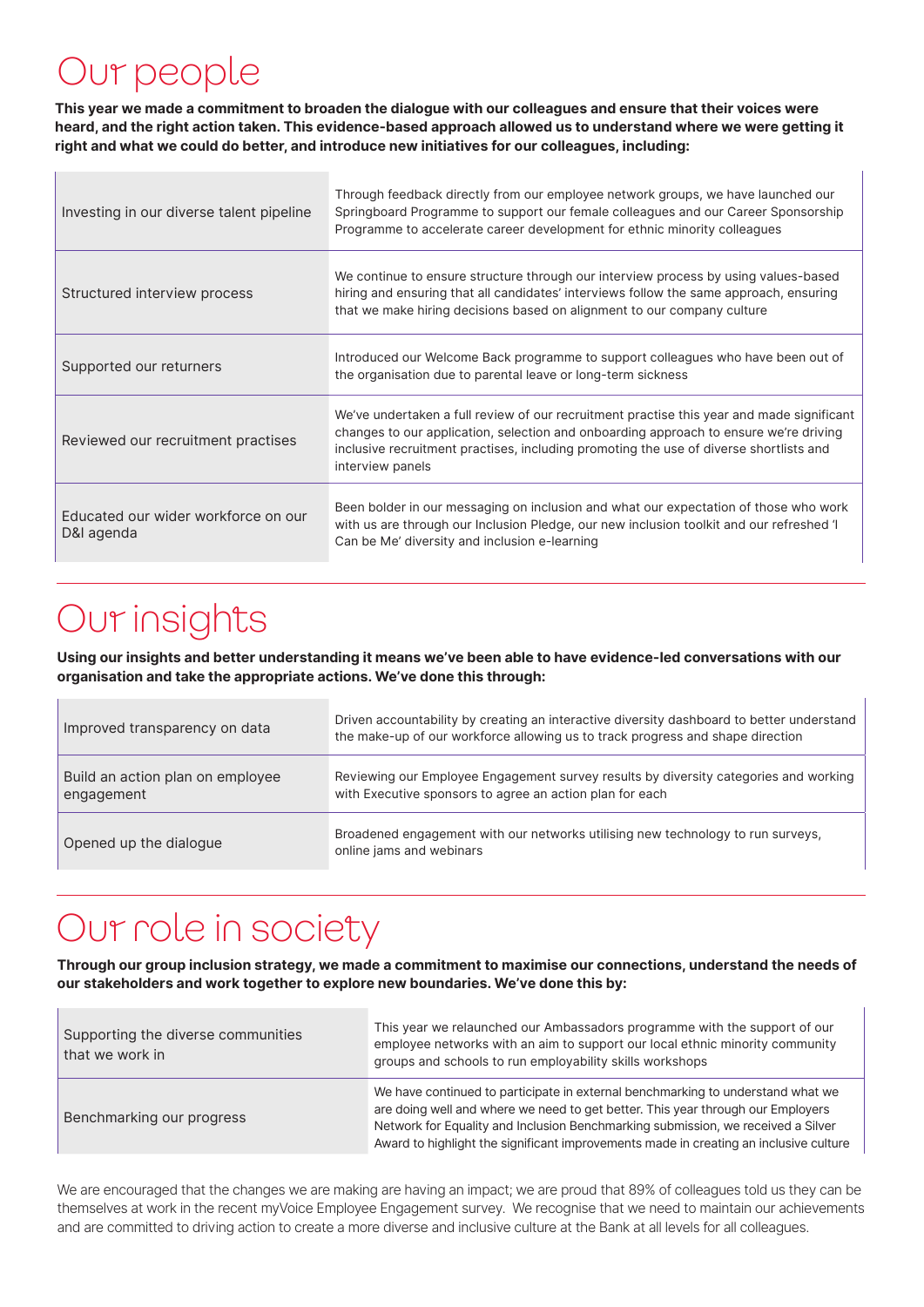# Our people

**This year we made a commitment to broaden the dialogue with our colleagues and ensure that their voices were heard, and the right action taken. This evidence-based approach allowed us to understand where we were getting it right and what we could do better, and introduce new initiatives for our colleagues, including:**

| | |
|---|---|
| Investing in our diverse talent pipeline | Through feedback directly from our employee network groups, we have launched our Springboard Programme to support our female colleagues and our Career Sponsorship Programme to accelerate career development for ethnic minority colleagues |
| Structured interview process | We continue to ensure structure through our interview process by using values-based hiring and ensuring that all candidates' interviews follow the same approach, ensuring that we make hiring decisions based on alignment to our company culture |
| Supported our returners | Introduced our Welcome Back programme to support colleagues who have been out of the organisation due to parental leave or long-term sickness |
| Reviewed our recruitment practises | We've undertaken a full review of our recruitment practise this year and made significant changes to our application, selection and onboarding approach to ensure we're driving inclusive recruitment practises, including promoting the use of diverse shortlists and interview panels |
| Educated our wider workforce on our D&I agenda | Been bolder in our messaging on inclusion and what our expectation of those who work with us are through our Inclusion Pledge, our new inclusion toolkit and our refreshed 'I Can be Me' diversity and inclusion e-learning |

# Our insights

**Using our insights and better understanding it means we've been able to have evidence-led conversations with our organisation and take the appropriate actions. We've done this through:**

| | |
|---|---|
| Improved transparency on data | Driven accountability by creating an interactive diversity dashboard to better understand the make-up of our workforce allowing us to track progress and shape direction |
| Build an action plan on employee engagement | Reviewing our Employee Engagement survey results by diversity categories and working with Executive sponsors to agree an action plan for each |
| Opened up the dialogue | Broadened engagement with our networks utilising new technology to run surveys, online jams and webinars |

# Our role in society

**Through our group inclusion strategy, we made a commitment to maximise our connections, understand the needs of our stakeholders and work together to explore new boundaries. We've done this by:**

| | |
|---|---|
| Supporting the diverse communities that we work in | This year we relaunched our Ambassadors programme with the support of our employee networks with an aim to support our local ethnic minority community groups and schools to run employability skills workshops |
| Benchmarking our progress | We have continued to participate in external benchmarking to understand what we are doing well and where we need to get better. This year through our Employers Network for Equality and Inclusion Benchmarking submission, we received a Silver Award to highlight the significant improvements made in creating an inclusive culture |

We are encouraged that the changes we are making are having an impact; we are proud that 89% of colleagues told us they can be themselves at work in the recent myVoice Employee Engagement survey. We recognise that we need to maintain our achievements and are committed to driving action to create a more diverse and inclusive culture at the Bank at all levels for all colleagues.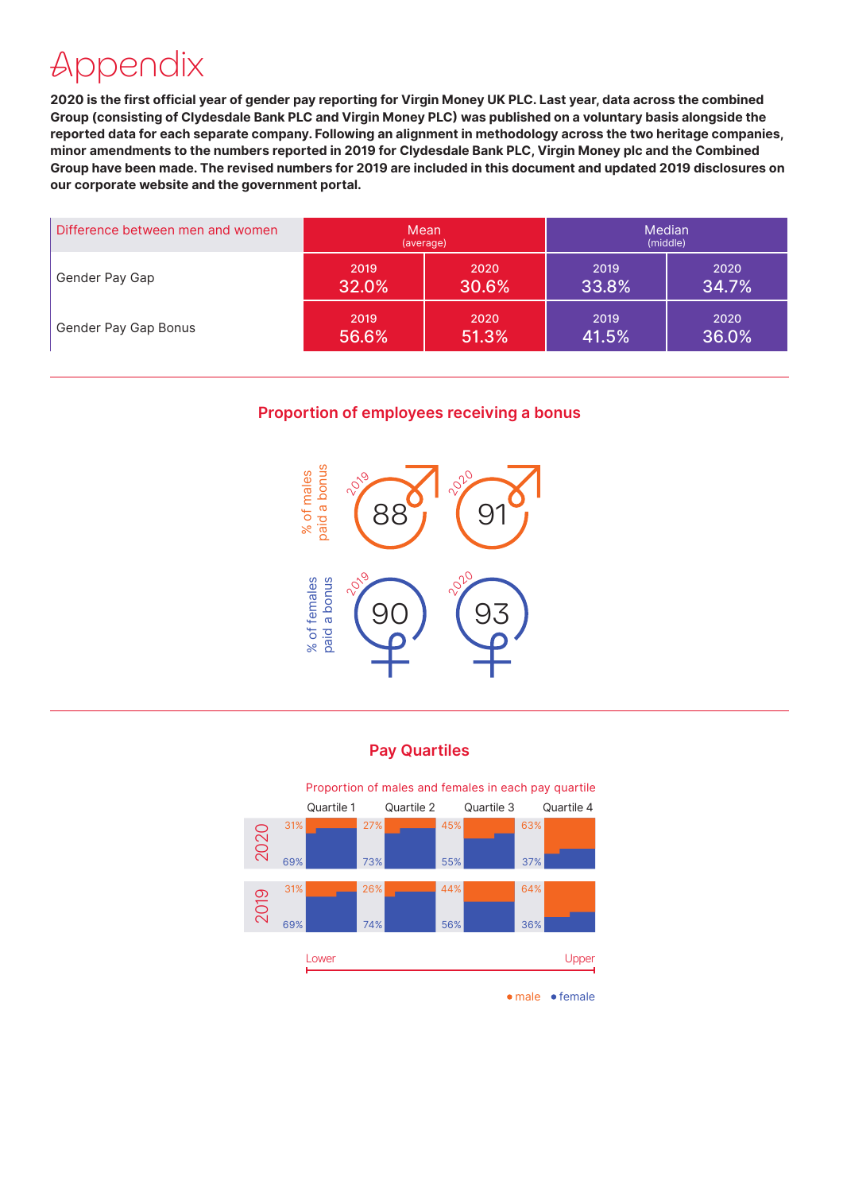# Appendix

**2020 is the first official year of gender pay reporting for Virgin Money UK PLC. Last year, data across the combined Group (consisting of Clydesdale Bank PLC and Virgin Money PLC) was published on a voluntary basis alongside the reported data for each separate company. Following an alignment in methodology across the two heritage companies, minor amendments to the numbers reported in 2019 for Clydesdale Bank PLC, Virgin Money plc and the Combined Group have been made. The revised numbers for 2019 are included in this document and updated 2019 disclosures on our corporate website and the government portal.**

| Difference between men and women | Mean (average) | | Median (middle) | |
|---|---|---|---|---|
| | 2019 | 2020 | 2019 | 2020 |
| Gender Pay Gap | 32.0% | 30.6% | 33.8% | 34.7% |
| Gender Pay Gap Bonus | 56.6% | 51.3% | 41.5% | 36.0% |

## Proportion of employees receiving a bonus

% of males paid a bonus

2019 88

2020 91

% of females paid a bonus

2019 90

2020 93

## Pay Quartiles

Proportion of males and females in each pay quartile

Quartile 1 Quartile 2 Quartile 3 Quartile 4

2020

31% 27% 45% 63%

69% 73% 55% 37%

2019

31% 26% 44% 64%

69% 74% 56% 36%

Lower Upper

● male ● female